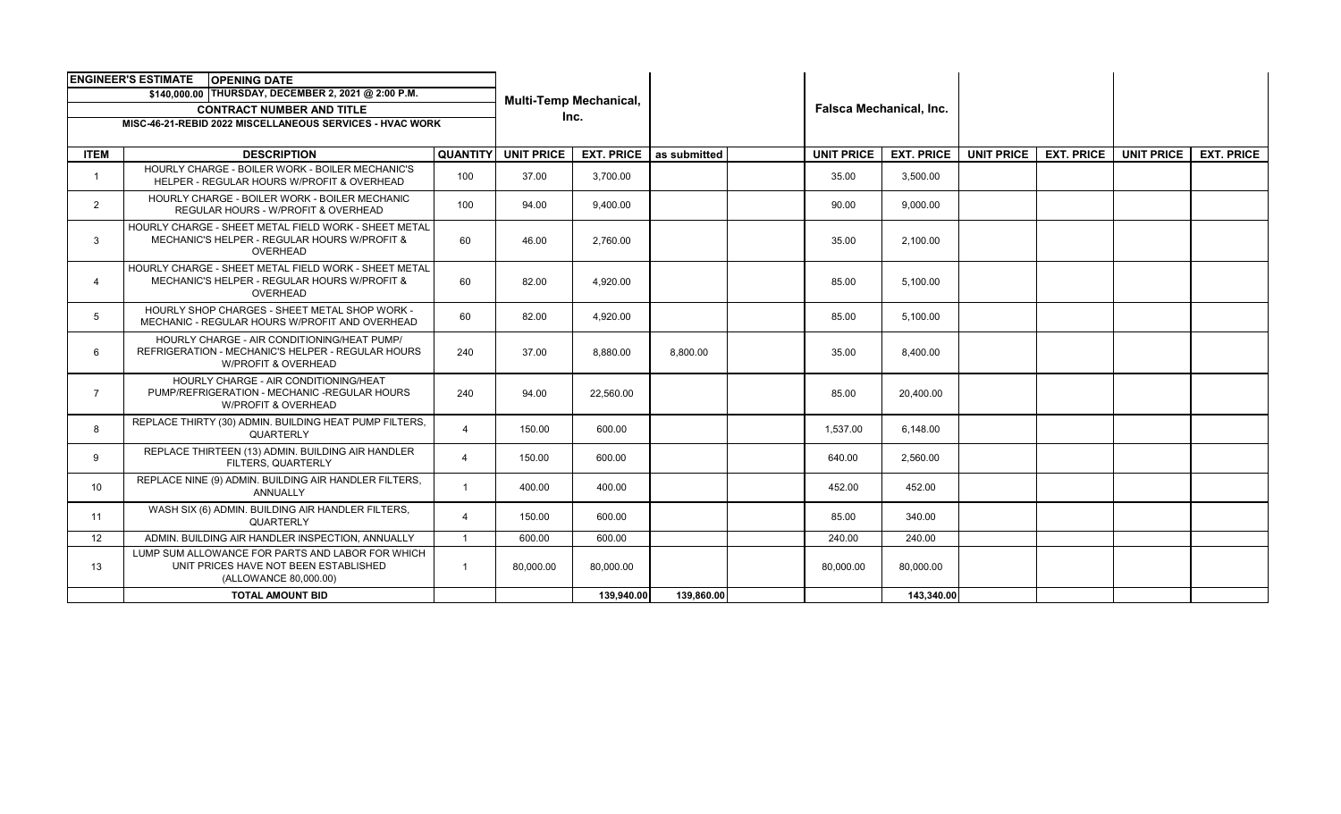| ENGINEER'S ESTIMATE | OPENING DATE | | Multi-Temp Mechanical, Inc. | | | | Falsca Mechanical, Inc. | | | | | |
|---|---|---|---|---|---|---|---|---|---|---|---|---|
| $140,000.00 | THURSDAY, DECEMBER 2, 2021 @ 2:00 P.M. | | | | | | | | | | | |
| CONTRACT NUMBER AND TITLE | | | | | | | | | | | | |
| MISC-46-21-REBID 2022 MISCELLANEOUS SERVICES - HVAC WORK | | | | | | | | | | | | |
| **ITEM** | **DESCRIPTION** | **QUANTITY** | **UNIT PRICE** | **EXT. PRICE** | **as submitted** | | **UNIT PRICE** | **EXT. PRICE** | **UNIT PRICE** | **EXT. PRICE** | **UNIT PRICE** | **EXT. PRICE** |
| 1 | HOURLY CHARGE - BOILER WORK - BOILER MECHANIC'S HELPER - REGULAR HOURS W/PROFIT & OVERHEAD | 100 | 37.00 | 3,700.00 | | | 35.00 | 3,500.00 | | | | |
| 2 | HOURLY CHARGE - BOILER WORK - BOILER MECHANIC REGULAR HOURS - W/PROFIT & OVERHEAD | 100 | 94.00 | 9,400.00 | | | 90.00 | 9,000.00 | | | | |
| 3 | HOURLY CHARGE - SHEET METAL FIELD WORK - SHEET METAL MECHANIC'S HELPER - REGULAR HOURS W/PROFIT & OVERHEAD | 60 | 46.00 | 2,760.00 | | | 35.00 | 2,100.00 | | | | |
| 4 | HOURLY CHARGE - SHEET METAL FIELD WORK - SHEET METAL MECHANIC'S HELPER - REGULAR HOURS W/PROFIT & OVERHEAD | 60 | 82.00 | 4,920.00 | | | 85.00 | 5,100.00 | | | | |
| 5 | HOURLY SHOP CHARGES - SHEET METAL SHOP WORK - MECHANIC - REGULAR HOURS W/PROFIT AND OVERHEAD | 60 | 82.00 | 4,920.00 | | | 85.00 | 5,100.00 | | | | |
| 6 | HOURLY CHARGE - AIR CONDITIONING/HEAT PUMP/ REFRIGERATION - MECHANIC'S HELPER - REGULAR HOURS W/PROFIT & OVERHEAD | 240 | 37.00 | 8,880.00 | 8,800.00 | | 35.00 | 8,400.00 | | | | |
| 7 | HOURLY CHARGE - AIR CONDITIONING/HEAT PUMP/REFRIGERATION - MECHANIC -REGULAR HOURS W/PROFIT & OVERHEAD | 240 | 94.00 | 22,560.00 | | | 85.00 | 20,400.00 | | | | |
| 8 | REPLACE THIRTY (30) ADMIN. BUILDING HEAT PUMP FILTERS, QUARTERLY | 4 | 150.00 | 600.00 | | | 1,537.00 | 6,148.00 | | | | |
| 9 | REPLACE THIRTEEN (13) ADMIN. BUILDING AIR HANDLER FILTERS, QUARTERLY | 4 | 150.00 | 600.00 | | | 640.00 | 2,560.00 | | | | |
| 10 | REPLACE NINE (9) ADMIN. BUILDING AIR HANDLER FILTERS, ANNUALLY | 1 | 400.00 | 400.00 | | | 452.00 | 452.00 | | | | |
| 11 | WASH SIX (6) ADMIN. BUILDING AIR HANDLER FILTERS, QUARTERLY | 4 | 150.00 | 600.00 | | | 85.00 | 340.00 | | | | |
| 12 | ADMIN. BUILDING AIR HANDLER INSPECTION, ANNUALLY | 1 | 600.00 | 600.00 | | | 240.00 | 240.00 | | | | |
| 13 | LUMP SUM ALLOWANCE FOR PARTS AND LABOR FOR WHICH UNIT PRICES HAVE NOT BEEN ESTABLISHED (ALLOWANCE 80,000.00) | 1 | 80,000.00 | 80,000.00 | | | 80,000.00 | 80,000.00 | | | | |
| | **TOTAL AMOUNT BID** | | | **139,940.00** | **139,860.00** | | | **143,340.00** | | | | |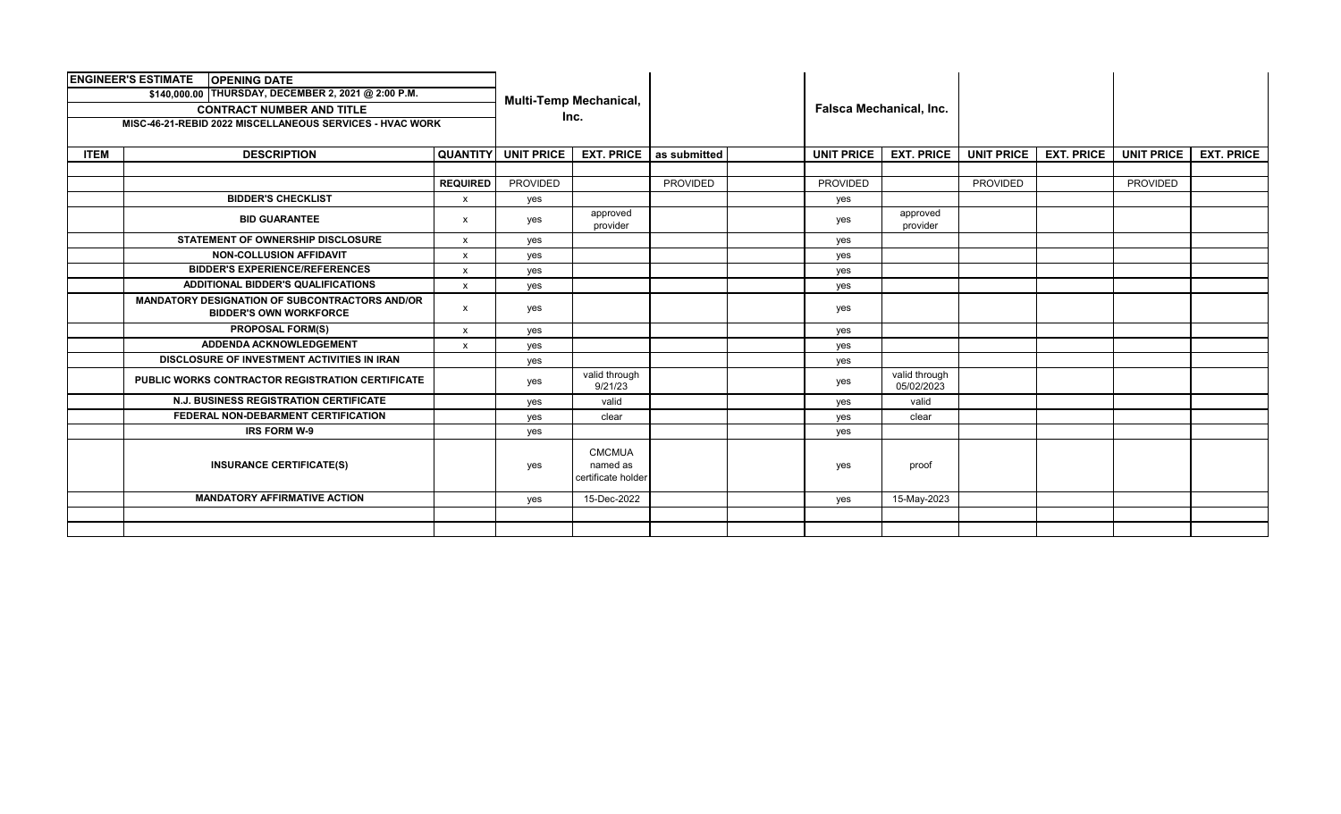| | | | | | | | | | | | | |
|---|---|---|---|---|---|---|---|---|---|---|---|---|
| ENGINEER'S ESTIMATE | OPENING DATE | | Multi-Temp Mechanical, Inc. | | | | Falsca Mechanical, Inc. | | | | | |
| $140,000.00 | THURSDAY, DECEMBER 2, 2021 @ 2:00 P.M. | | | | | | | | | | | |
| CONTRACT NUMBER AND TITLE | | | | | | | | | | | | |
| MISC-46-21-REBID 2022 MISCELLANEOUS SERVICES - HVAC WORK | | | | | | | | | | | | |
| **ITEM** | **DESCRIPTION** | **QUANTITY** | **UNIT PRICE** | **EXT. PRICE** | **as submitted** | | **UNIT PRICE** | **EXT. PRICE** | **UNIT PRICE** | **EXT. PRICE** | **UNIT PRICE** | **EXT. PRICE** |
| | | | | | | | | | | | | |
| | | **REQUIRED** | PROVIDED | | PROVIDED | | PROVIDED | | PROVIDED | | PROVIDED | |
| | **BIDDER'S CHECKLIST** | x | yes | | | | yes | | | | | |
| | **BID GUARANTEE** | x | yes | approved provider | | | yes | approved provider | | | | |
| | **STATEMENT OF OWNERSHIP DISCLOSURE** | x | yes | | | | yes | | | | | |
| | **NON-COLLUSION AFFIDAVIT** | x | yes | | | | yes | | | | | |
| | **BIDDER'S EXPERIENCE/REFERENCES** | x | yes | | | | yes | | | | | |
| | **ADDITIONAL BIDDER'S QUALIFICATIONS** | x | yes | | | | yes | | | | | |
| | **MANDATORY DESIGNATION OF SUBCONTRACTORS AND/OR BIDDER'S OWN WORKFORCE** | x | yes | | | | yes | | | | | |
| | **PROPOSAL FORM(S)** | x | yes | | | | yes | | | | | |
| | **ADDENDA ACKNOWLEDGEMENT** | x | yes | | | | yes | | | | | |
| | **DISCLOSURE OF INVESTMENT ACTIVITIES IN IRAN** | | yes | | | | yes | | | | | |
| | **PUBLIC WORKS CONTRACTOR REGISTRATION CERTIFICATE** | | yes | valid through 9/21/23 | | | yes | valid through 05/02/2023 | | | | |
| | **N.J. BUSINESS REGISTRATION CERTIFICATE** | | yes | valid | | | yes | valid | | | | |
| | **FEDERAL NON-DEBARMENT CERTIFICATION** | | yes | clear | | | yes | clear | | | | |
| | **IRS FORM W-9** | | yes | | | | yes | | | | | |
| | **INSURANCE CERTIFICATE(S)** | | yes | CMCMUA named as certificate holder | | | yes | proof | | | | |
| | **MANDATORY AFFIRMATIVE ACTION** | | yes | 15-Dec-2022 | | | yes | 15-May-2023 | | | | |
| | | | | | | | | | | | | |
| | | | | | | | | | | | | |